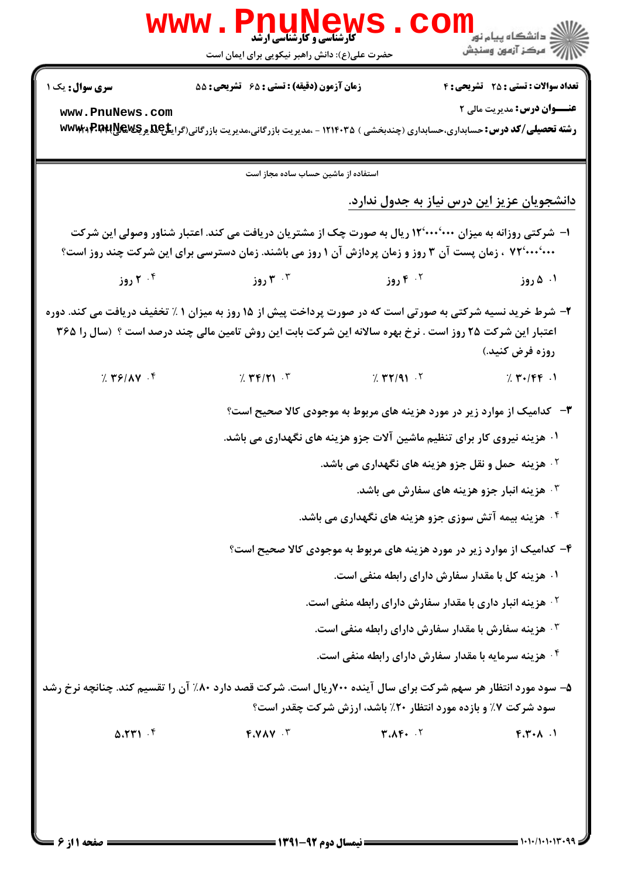سری سوال: یک ۱

زمان آزمون (دقیقه) : تستی : ۶۵ تشریحی : ۵۵

تعداد سوالات : تستی : ۲۵ تشریحی : ۴

عنـــوان درس: مدیریت مالی ۲

رشته تحصیلی/کد درس: حسابداری،حسابداری (چندبخشی ) ۱۲۱۴۰۳۵ - ،مدیریت بازرگانی،مدیریت بازرگانی(گرایش مدیریت مالی)

استفاده از ماشین حساب ساده مجاز است

دانشجویان عزیز این درس نیاز به جدول ندارد.

۱- شرکتی روزانه به میزان ۱۲٬۰۰۰٬۰۰۰ ریال به صورت چک از مشتریان دریافت می کند. اعتبار شناور وصولی این شرکت ۷۲٬۰۰۰٬۰۰۰ ، زمان پست آن ۳ روز و زمان پردازش آن ۱ روز می باشند. زمان دسترسی برای این شرکت چند روز است؟

۱. ۵ روز
۲. ۴ روز
۳. ۳ روز
۴. ۲ روز

۲- شرط خرید نسیه شرکتی به صورتی است که در صورت پرداخت پیش از ۱۵ روز به میزان ۱ ٪ تخفیف دریافت می کند. دوره اعتبار این شرکت ۲۵ روز است . نرخ بهره سالانه این شرکت بابت این روش تامین مالی چند درصد است ؟ (سال را ۳۶۵ روزه فرض کنید.)

۱. ٪ ۳۰/۴۴
۲. ٪ ۳۲/۹۱
۳. ٪ ۳۴/۲۱
۴. ٪ ۳۶/۸۷

۳- کدامیک از موارد زیر در مورد هزینه های مربوط به موجودی کالا صحیح است؟

۱. هزینه نیروی کار برای تنظیم ماشین آلات جزو هزینه های نگهداری می باشد.
۲. هزینه حمل و نقل جزو هزینه های نگهداری می باشد.
۳. هزینه انبار جزو هزینه های سفارش می باشد.
۴. هزینه بیمه آتش سوزی جزو هزینه های نگهداری می باشد.

۴- کدامیک از موارد زیر در مورد هزینه های مربوط به موجودی کالا صحیح است؟

۱. هزینه کل با مقدار سفارش دارای رابطه منفی است.
۲. هزینه انبار داری با مقدار سفارش دارای رابطه منفی است.
۳. هزینه سفارش با مقدار سفارش دارای رابطه منفی است.
۴. هزینه سرمایه با مقدار سفارش دارای رابطه منفی است.

۵- سود مورد انتظار هر سهم شرکت برای سال آینده ۷۰۰ریال است. شرکت قصد دارد ۸۰٪ آن را تقسیم کند. چنانچه نرخ رشد سود شرکت ۷٪ و بازده مورد انتظار ۲۰٪ باشد، ارزش شرکت چقدر است؟

۱. ۴،۳۰۸
۲. ۳،۸۴۰
۳. ۴،۷۸۷
۴. ۵،۲۳۱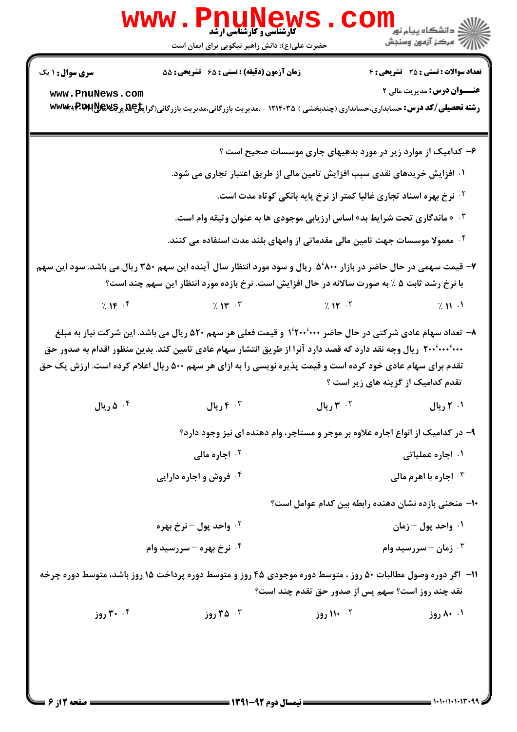۶- کدامیک از موارد زیر در مورد بدهیهای جاری موسسات صحیح است ؟

۱. افزایش خریدهای نقدی سبب افزایش تامین مالی از طریق اعتبار تجاری می شود.

۲. نرخ بهره اسناد تجاری غالبا کمتر از نرخ پایه بانکی کوتاه مدت است.

۳. « ماندگاری تحت شرایط بد» اساس ارزیابی موجودی ها به عنوان وثیقه وام است.

۴. معمولا موسسات جهت تامین مالی مقدماتی از وامهای بلند مدت استفاده می کنند.

۷- قیمت سهمی در حال حاضر در بازار ۵٬۸۰۰ ریال و سود مورد انتظار سال آینده این سهم ۳۵۰ ریال می باشد. سود این سهم با نرخ رشد ثابت ۵ ٪ به صورت سالانه در حال افزایش است. نرخ بازده مورد انتظار این سهم چند است؟

۱. ٪ ۱۱

۲. ٪ ۱۲

۳. ٪ ۱۳

۴. ٪ ۱۴

۸- تعداد سهام عادی شرکتی در حال حاضر ۱٬۲۰۰٬۰۰۰ و قیمت فعلی هر سهم ۵۲۰ ریال می باشد. این شرکت نیاز به مبلغ ۲۰۰٬۰۰۰٬۰۰۰ ریال وجه نقد دارد که قصد دارد آنرا از طریق انتشار سهام عادی تامین کند. بدین منظور اقدام به صدور حق تقدم برای سهام عادی خود کرده است و قیمت پذیره نویسی را به ازای هر سهم ۵۰۰ ریال اعلام کرده است. ارزش یک حق تقدم کدامیک از گزینه های زیر است ؟

۱. ۲ ریال

۲. ۳ ریال

۳. ۴ ریال

۴. ۵ ریال

۹- در کدامیک از انواع اجاره علاوه بر موجر و مستاجر، وام دهنده ای نیز وجود دارد؟

۱. اجاره عملیاتی

۲. اجاره مالی

۳. اجاره با اهرم مالی

۴. فروش و اجاره دارایی

۱۰- منحنی بازده نشان دهنده رابطه بین کدام عوامل است؟

۱. واحد پول – زمان

۲. واحد پول – نرخ بهره

۳. زمان – سررسید وام

۴. نرخ بهره – سررسید وام

۱۱- اگر دوره وصول مطالبات ۵۰ روز ، متوسط دوره موجودی ۴۵ روز و متوسط دوره پرداخت ۱۵ روز باشد، متوسط دوره چرخه نقد چند روز است؟ سهم پس از صدور حق تقدم چند است؟

۱. ۸۰ روز

۲. ۱۱۰ روز

۳. ۳۵ روز

۴. ۳۰ روز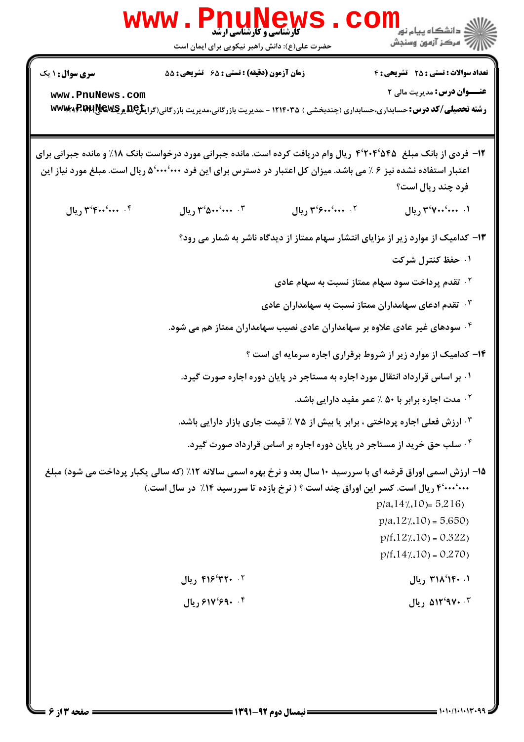۱۲- فردی از بانک مبلغ ۴٬۲۰۴٬۵۴۵ ریال وام دریافت کرده است. مانده جبرانی مورد درخواست بانک ۱۸٪ و مانده جبرانی برای اعتبار استفاده نشده نیز ۶ ٪ می باشد. میزان کل اعتبار در دسترس برای این فرد ۵٬۰۰۰٬۰۰۰ ریال است. مبلغ مورد نیاز این فرد چند ریال است؟

۱. ۳٬۷۰۰٬۰۰۰ ریال

۲. ۳٬۶۰۰٬۰۰۰ ریال

۳. ۳٬۵۰۰٬۰۰۰ ریال

۴. ۳٬۴۰۰٬۰۰۰ ریال

۱۳- کدامیک از موارد زیر از مزایای انتشار سهام ممتاز از دیدگاه ناشر به شمار می رود؟

۱. حفظ کنترل شرکت

۲. تقدم پرداخت سود سهام ممتاز نسبت به سهام عادی

۳. تقدم ادعای سهامداران ممتاز نسبت به سهامداران عادی

۴. سودهای غیر عادی علاوه بر سهامداران عادی نصیب سهامداران ممتاز هم می شود.

۱۴- کدامیک از موارد زیر از شروط برقراری اجاره سرمایه ای است ؟

۱. بر اساس قرارداد انتقال مورد اجاره به مستاجر در پایان دوره اجاره صورت گیرد.

۲. مدت اجاره برابر با ۵۰ ٪ عمر مفید دارایی باشد.

۳. ارزش فعلی اجاره پرداختی ، برابر یا بیش از ۷۵ ٪ قیمت جاری بازار دارایی باشد.

۴. سلب حق خرید از مستاجر در پایان دوره اجاره بر اساس قرارداد صورت گیرد.

۱۵- ارزش اسمی اوراق قرضه ای با سررسید ۱۰ سال بعد و نرخ بهره اسمی سالانه ۱۲٪ (که سالی یکبار پرداخت می شود) مبلغ ۴٬۰۰۰٬۰۰۰ ریال است. کسر این اوراق چند است ؟ ( نرخ بازده تا سررسید ۱۴٪ در سال است.)

$p/a,14\%,10) = 5.216)$

$p/a,12\%,10) = 5.650)$

$p/f,12\%,10) = 0.322)$

$p/f,14\%,10) = 0.270)$

۱. ۳۱۸٬۱۴۰ ریال

۲. ۴۱۶٬۳۲۰ ریال

۳. ۵۱۲٬۹۷۰ ریال

۴. ۶۱۷٬۶۹۰ ریال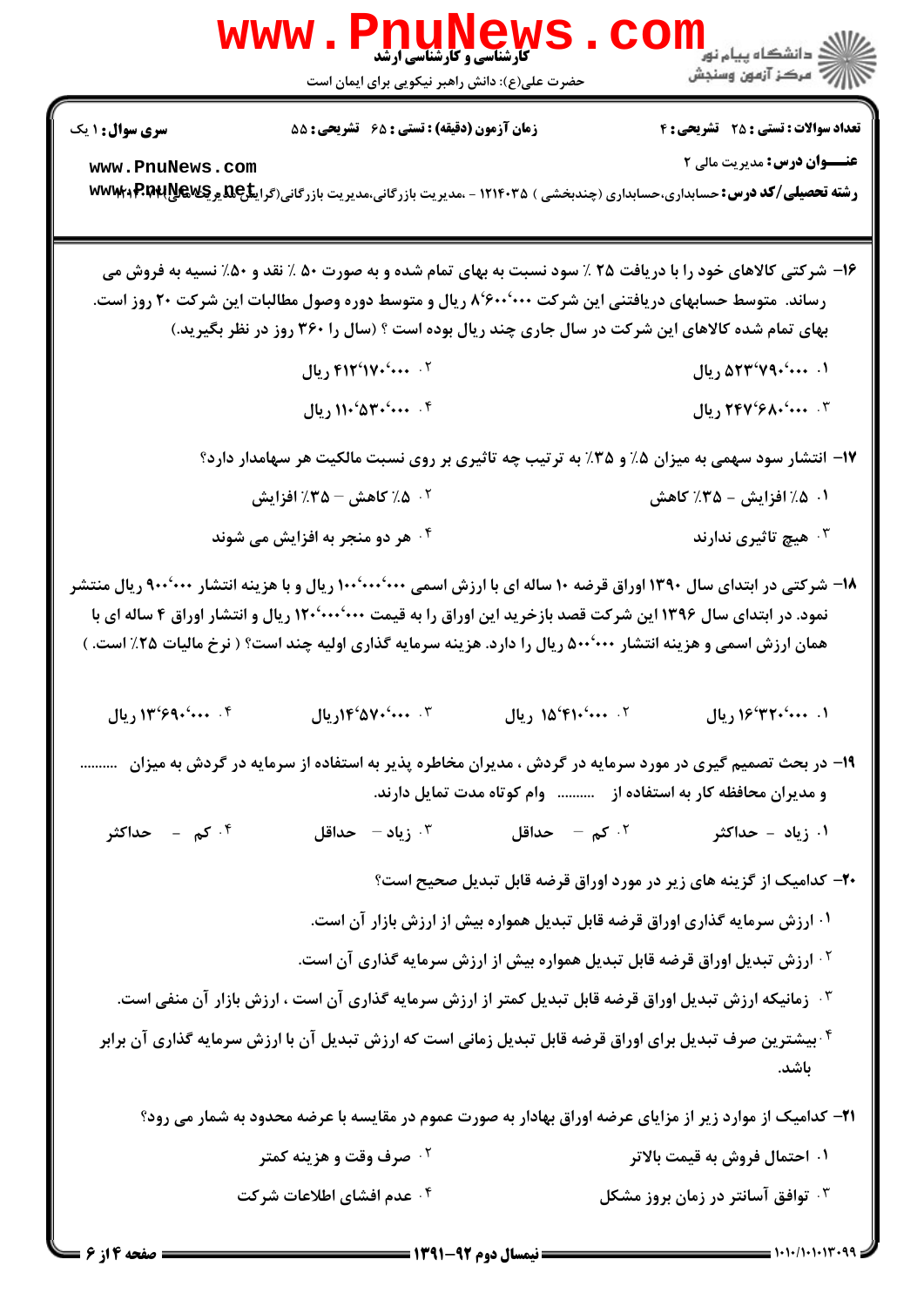**سری سوال:** ۱ یک

**زمان آزمون (دقیقه):** تستی : ۶۵ تشریحی : ۵۵

**تعداد سوالات:** تستی : ۲۵ تشریحی : ۴

**عنـــوان درس:** مدیریت مالی ۲

**رشته تحصیلی/کد درس:** حسابداری،حسابداری (چندبخشی ) ۱۲۱۴۰۳۵ - ،مدیریت بازرگانی،مدیریت بازرگانی(گرایش مالی)

---

۱۶- شرکتی کالاهای خود را با دریافت ۲۵ ٪ سود نسبت به بهای تمام شده و به صورت ۵۰ ٪ نقد و ۵۰٪ نسیه به فروش می رساند. متوسط حسابهای دریافتنی این شرکت ۸٬۶۰۰٬۰۰۰ ریال و متوسط دوره وصول مطالبات این شرکت ۲۰ روز است. بهای تمام شده کالاهای این شرکت در سال جاری چند ریال بوده است ؟ (سال را ۳۶۰ روز در نظر بگیرید.)

۱. ۵۲۳٬۷۹۰٬۰۰۰ ریال

۲. ۴۱۲٬۱۷۰٬۰۰۰ ریال

۳. ۲۴۷٬۶۸۰٬۰۰۰ ریال

۴. ۱۱۰٬۵۳۰٬۰۰۰ ریال

۱۷- انتشار سود سهمی به میزان ۵٪ و ۳۵٪ به ترتیب چه تاثیری بر روی نسبت مالکیت هر سهامدار دارد؟

۱. ۵٪ افزایش - ۳۵٪ کاهش

۲. ۵٪ کاهش – ۳۵٪ افزایش

۳. هیچ تاثیری ندارند

۴. هر دو منجر به افزایش می شوند

۱۸- شرکتی در ابتدای سال ۱۳۹۰ اوراق قرضه ۱۰ ساله ای با ارزش اسمی ۱۰۰٬۰۰۰٬۰۰۰ ریال و با هزینه انتشار ۹۰۰٬۰۰۰ ریال منتشر نمود. در ابتدای سال ۱۳۹۶ این شرکت قصد بازخرید این اوراق را به قیمت ۱۲۰٬۰۰۰٬۰۰۰ ریال و انتشار اوراق ۴ ساله ای با همان ارزش اسمی و هزینه انتشار ۵۰۰٬۰۰۰ ریال را دارد. هزینه سرمایه گذاری اولیه چند است؟ ( نرخ مالیات ۲۵٪ است. )

۱. ۱۶٬۳۲۰٬۰۰۰ ریال

۲. ۱۵٬۴۱۰٬۰۰۰ ریال

۳. ۱۴٬۵۷۰٬۰۰۰ریال

۴. ۱۳٬۶۹۰٬۰۰۰ ریال

۱۹- در بحث تصمیم گیری در مورد سرمایه در گردش ، مدیران مخاطره پذیر به استفاده از سرمایه در گردش به میزان .......... و مدیران محافظه کار به استفاده از .......... وام کوتاه مدت تمایل دارند.

۱. زیاد - حداکثر

۲. کم – حداقل

۳. زیاد – حداقل

۴. کم - حداکثر

۲۰- کدامیک از گزینه های زیر در مورد اوراق قرضه قابل تبدیل صحیح است؟

۱. ارزش سرمایه گذاری اوراق قرضه قابل تبدیل همواره بیش از ارزش بازار آن است.

۲. ارزش تبدیل اوراق قرضه قابل تبدیل همواره بیش از ارزش سرمایه گذاری آن است.

۳. زمانیکه ارزش تبدیل اوراق قرضه قابل تبدیل کمتر از ارزش سرمایه گذاری آن است ، ارزش بازار آن منفی است.

۴. بیشترین صرف تبدیل برای اوراق قرضه قابل تبدیل زمانی است که ارزش تبدیل آن با ارزش سرمایه گذاری آن برابر باشد.

۲۱- کدامیک از موارد زیر از مزایای عرضه اوراق بهادار به صورت عموم در مقایسه با عرضه محدود به شمار می رود؟

۱. احتمال فروش به قیمت بالاتر

۲. صرف وقت و هزینه کمتر

۳. توافق آسانتر در زمان بروز مشکل

۴. عدم افشای اطلاعات شرکت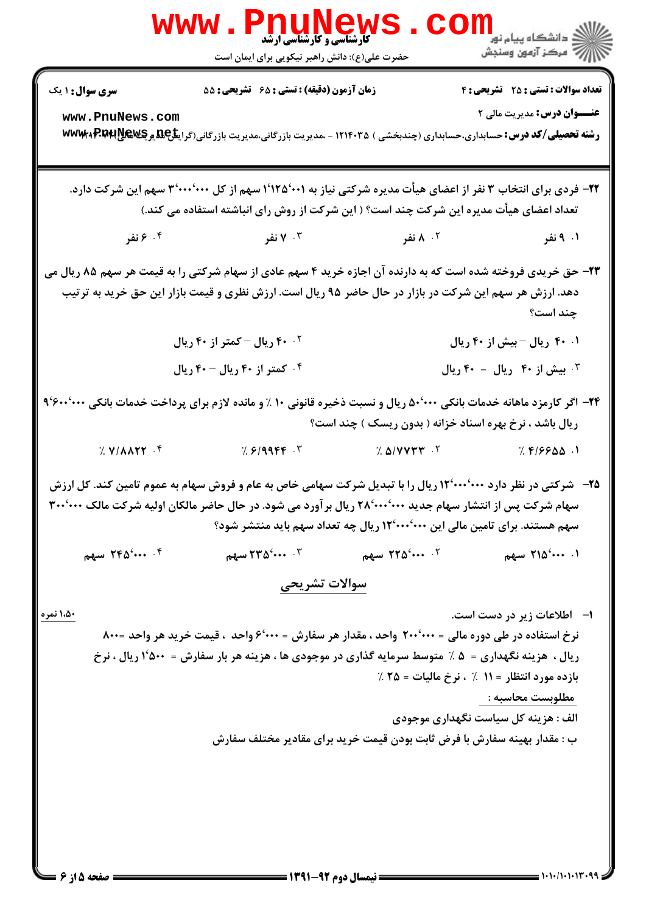**سری سؤال:** ۱ یک

**زمان آزمون (دقیقه) : تستی : ۶۵ تشریحی : ۵۵**

**تعداد سوالات : تستی : ۲۵ تشریحی : ۴**

**عنـــوان درس:** مدیریت مالی ۲

**رشته تحصیلی/کد درس:** حسابداری،حسابداری (چندبخشی ) ۱۲۱۴۰۳۵ - ،مدیریت بازرگانی،مدیریت بازرگانی(گرایش مدیریت مالی)۱۲۱۴۱۰۳

۲۲- فردی برای انتخاب ۳ نفر از اعضای هیأت مدیره شرکتی نیاز به ۱٬۱۲۵٬۰۰۱ سهم از کل ۳٬۰۰۰٬۰۰۰ سهم این شرکت دارد. تعداد اعضای هیأت مدیره این شرکت چند است؟ ( این شرکت از روش رای انباشته استفاده می کند.)

۱. ۹ نفر
۲. ۸ نفر
۳. ۷ نفر
۴. ۶ نفر

۲۳- حق خریدی فروخته شده است که به دارنده آن اجازه خرید ۴ سهم عادی از سهام شرکتی را به قیمت هر سهم ۸۵ ریال می دهد. ارزش هر سهم این شرکت در بازار در حال حاضر ۹۵ ریال است. ارزش نظری و قیمت بازار این حق خرید به ترتیب چند است؟

۱. ۴۰ ریال – بیش از ۴۰ ریال
۲. ۴۰ ریال – کمتر از ۴۰ ریال
۳. بیش از ۴۰ ریال – ۴۰ ریال
۴. کمتر از ۴۰ ریال – ۴۰ ریال

۲۴- اگر کارمزد ماهانه خدمات بانکی ۵۰٬۰۰۰ ریال و نسبت ذخیره قانونی ۱۰ ٪ و مانده لازم برای پرداخت خدمات بانکی ۹٬۶۰۰٬۰۰۰ ریال باشد ، نرخ بهره اسناد خزانه ( بدون ریسک ) چند است؟

۱. ٪ ۴/۶۶۵۵
۲. ٪ ۵/۷۷۳۳
۳. ٪ ۶/۹۹۴۴
۴. ٪ ۷/۸۸۲۲

۲۵- شرکتی در نظر دارد ۱۲٬۰۰۰٬۰۰۰ ریال را با تبدیل شرکت سهامی خاص به عام و فروش سهام به عموم تامین کند. کل ارزش سهام شرکت پس از انتشار سهام جدید ۲۸٬۰۰۰٬۰۰۰ ریال برآورد می شود. در حال حاضر مالکان اولیه شرکت مالک ۳۰۰٬۰۰۰ سهم هستند. برای تامین مالی این ۱۲٬۰۰۰٬۰۰۰ ریال چه تعداد سهم باید منتشر شود؟

۱. ۲۱۵٬۰۰۰ سهم
۲. ۲۲۵٬۰۰۰ سهم
۳. ۲۳۵٬۰۰۰ سهم
۴. ۲۴۵٬۰۰۰ سهم

## سوالات تشریحی

۱- اطلاعات زیر در دست است. (۱،۵۰ نمره)

نرخ استفاده در طی دوره مالی = ۲۰۰٬۰۰۰ واحد ، مقدار هر سفارش = ۶٬۰۰۰ واحد ، قیمت خرید هر واحد =۸۰۰ ریال ، هزینه نگهداری = ۵ ٪ متوسط سرمایه گذاری در موجودی ها ، هزینه هر بار سفارش = ۱٬۵۰۰ ریال ، نرخ بازده مورد انتظار = ۱۱ ٪ ، نرخ مالیات = ۲۵ ٪

مطلوبست محاسبه :

الف : هزینه کل سیاست نگهداری موجودی

ب : مقدار بهینه سفارش با فرض ثابت بودن قیمت خرید برای مقادیر مختلف سفارش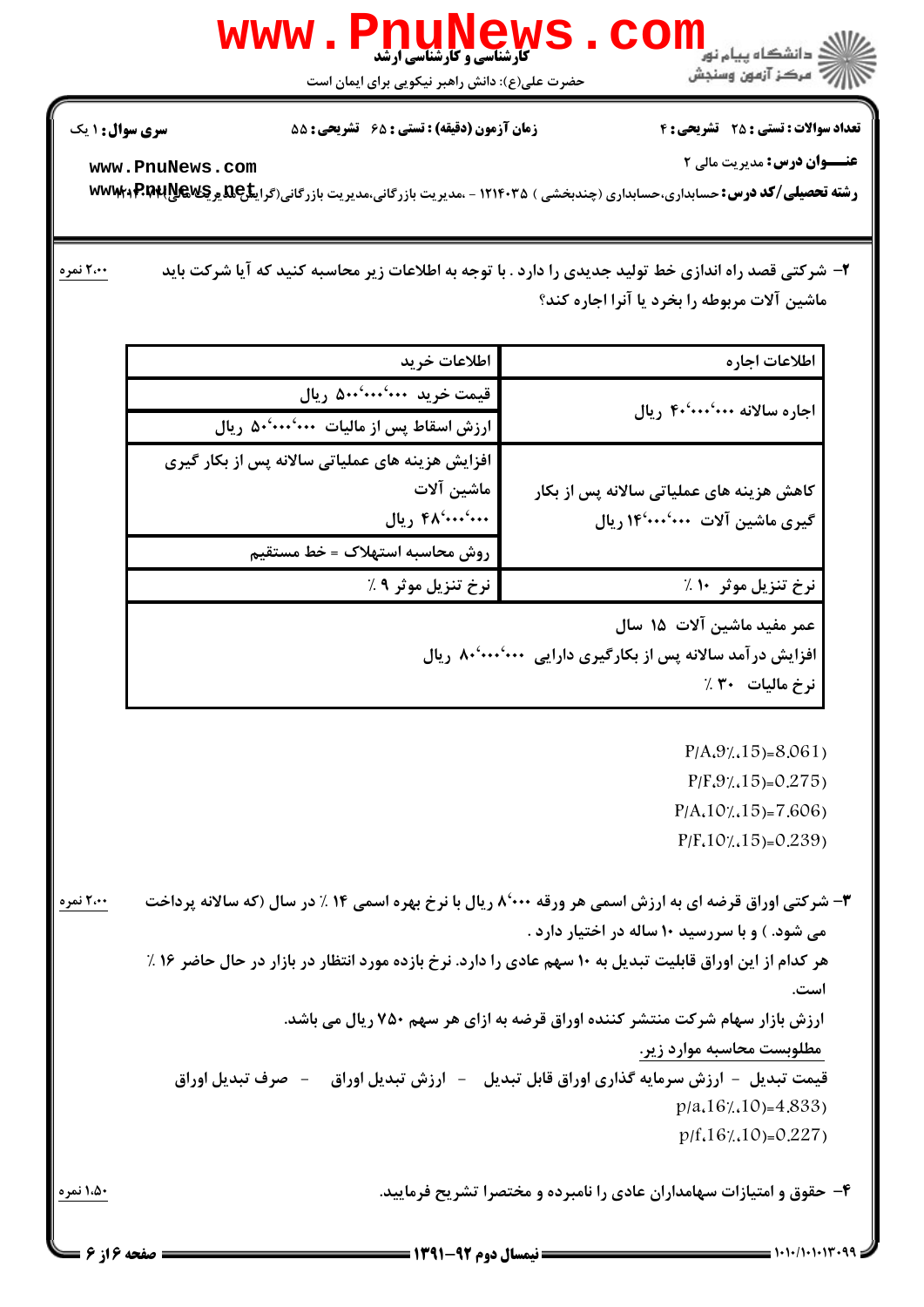۲- شرکتی قصد راه اندازی خط تولید جدیدی را دارد . با توجه به اطلاعات زیر محاسبه کنید که آیا شرکت باید ماشین آلات مربوطه را بخرد یا آنرا اجاره کند؟ ۲،۰۰ نمره

| اطلاعات اجاره | اطلاعات خرید |
|---|---|
| اجاره سالانه ۴۰،۰۰۰،۰۰۰ ریال | قیمت خرید ۵۰۰،۰۰۰،۰۰۰ ریال |
| | ارزش اسقاط پس از مالیات ۵۰،۰۰۰،۰۰۰ ریال |
| کاهش هزینه های عملیاتی سالانه پس از بکار گیری ماشین آلات ۱۴،۰۰۰،۰۰۰ ریال | افزایش هزینه های عملیاتی سالانه پس از بکار گیری ماشین آلات ۴۸،۰۰۰،۰۰۰ ریال |
| | روش محاسبه استهلاک = خط مستقیم |
| نرخ تنزیل موثر ۱۰ ٪ | نرخ تنزیل موثر ۹ ٪ |
| عمر مفید ماشین آلات ۱۵ سال | |
| افزایش درآمد سالانه پس از بکارگیری دارایی ۸۰،۰۰۰،۰۰۰ ریال | |
| نرخ مالیات ۳۰ ٪ | |

$P/A, 9\%, 15) = 8.061$

$P/F, 9\%, 15) = 0.275$

$P/A, 10\%, 15) = 7.606$

$P/F, 10\%, 15) = 0.239$

۳- شرکتی اوراق قرضه ای به ارزش اسمی هر ورقه ۸،۰۰۰ ریال با نرخ بهره اسمی ۱۴ ٪ در سال (که سالانه پرداخت می شود. ) و با سررسید ۱۰ ساله در اختیار دارد . ۲،۰۰ نمره

هر کدام از این اوراق قابلیت تبدیل به ۱۰ سهم عادی را دارد. نرخ بازده مورد انتظار در بازار در حال حاضر ۱۶ ٪ است.

ارزش بازار سهام شرکت منتشر کننده اوراق قرضه به ازای هر سهم ۷۵۰ ریال می باشد.

مطلوبست محاسبه موارد زیر.

قیمت تبدیل - ارزش سرمایه گذاری اوراق قابل تبدیل - ارزش تبدیل اوراق - صرف تبدیل اوراق

$p/a, 16\%, 10) = 4.833$

$p/f, 16\%, 10) = 0.227$

۴- حقوق و امتیازات سهامداران عادی را نامبرده و مختصرا تشریح فرمایید. ۱،۵۰ نمره